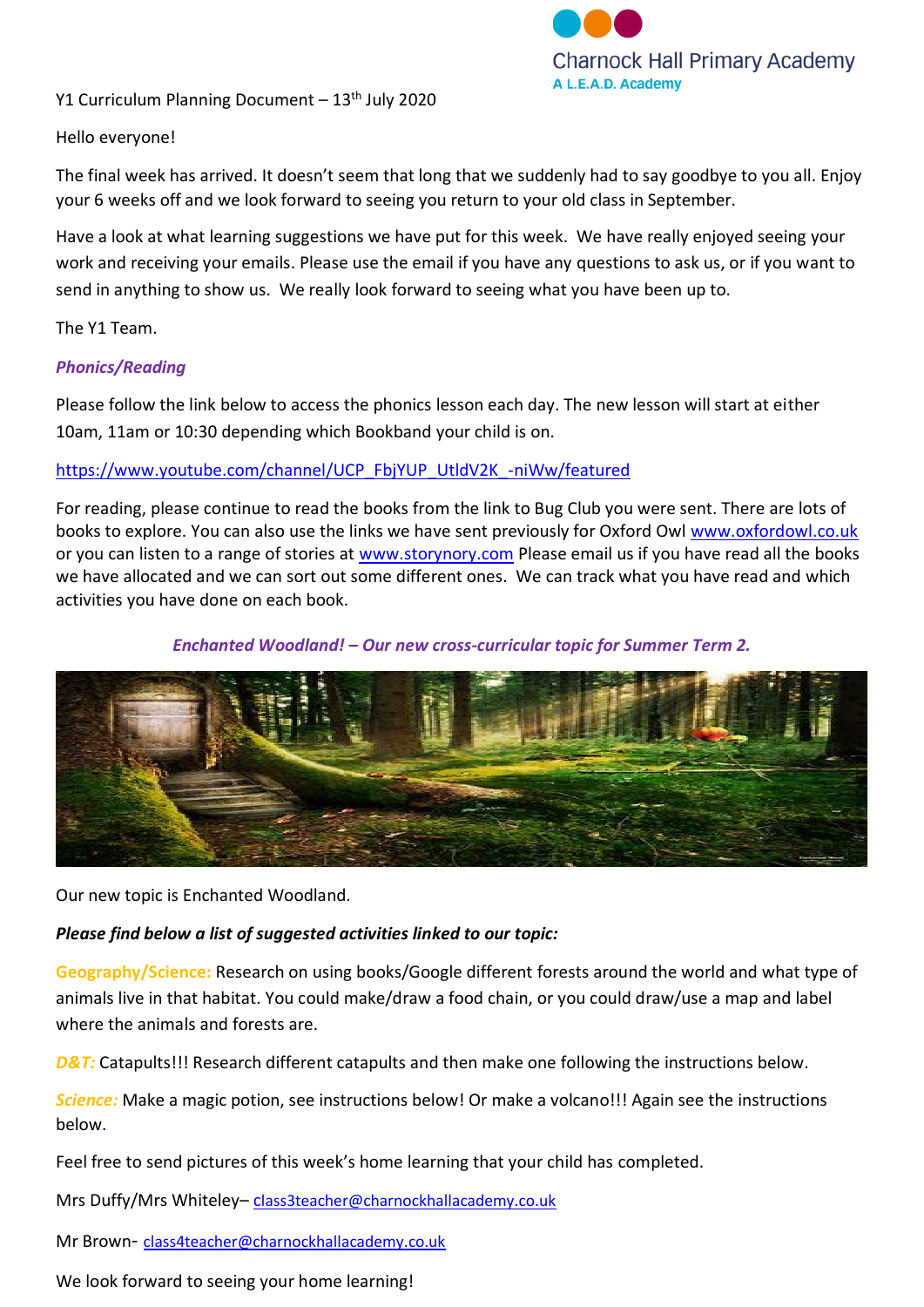Charnock Hall Primary Academy
A L.E.A.D. Academy

Y1 Curriculum Planning Document – 13th July 2020

Hello everyone!

The final week has arrived. It doesn't seem that long that we suddenly had to say goodbye to you all. Enjoy your 6 weeks off and we look forward to seeing you return to your old class in September.

Have a look at what learning suggestions we have put for this week. We have really enjoyed seeing your work and receiving your emails. Please use the email if you have any questions to ask us, or if you want to send in anything to show us. We really look forward to seeing what you have been up to.

The Y1 Team.

***Phonics/Reading***

Please follow the link below to access the phonics lesson each day. The new lesson will start at either 10am, 11am or 10:30 depending which Bookband your child is on.

https://www.youtube.com/channel/UCP_FbjYUP_UtldV2K_-niWw/featured

For reading, please continue to read the books from the link to Bug Club you were sent. There are lots of books to explore. You can also use the links we have sent previously for Oxford Owl www.oxfordowl.co.uk or you can listen to a range of stories at www.storynory.com Please email us if you have read all the books we have allocated and we can sort out some different ones. We can track what you have read and which activities you have done on each book.

***Enchanted Woodland! – Our new cross-curricular topic for Summer Term 2.***

Our new topic is Enchanted Woodland.

***Please find below a list of suggested activities linked to our topic:***

**Geography/Science:** Research on using books/Google different forests around the world and what type of animals live in that habitat. You could make/draw a food chain, or you could draw/use a map and label where the animals and forests are.

***D&T:*** Catapults!!! Research different catapults and then make one following the instructions below.

***Science:*** Make a magic potion, see instructions below! Or make a volcano!!! Again see the instructions below.

Feel free to send pictures of this week's home learning that your child has completed.

Mrs Duffy/Mrs Whiteley– class3teacher@charnockhallacademy.co.uk

Mr Brown- class4teacher@charnockhallacademy.co.uk

We look forward to seeing your home learning!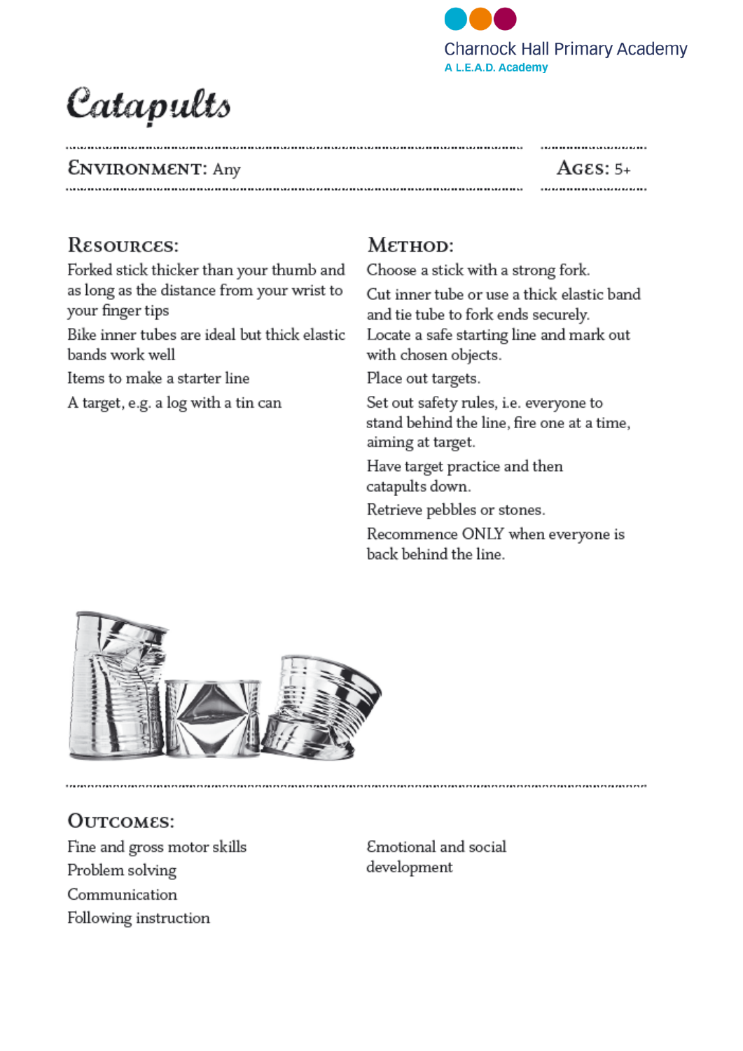Charnock Hall Primary Academy
A L.E.A.D. Academy

# Catapults

**Environment:** Any

**Ages:** 5+

## Resources:

Forked stick thicker than your thumb and as long as the distance from your wrist to your finger tips

Bike inner tubes are ideal but thick elastic bands work well

Items to make a starter line

A target, e.g. a log with a tin can

## Method:

Choose a stick with a strong fork.

Cut inner tube or use a thick elastic band and tie tube to fork ends securely.

Locate a safe starting line and mark out with chosen objects.

Place out targets.

Set out safety rules, i.e. everyone to stand behind the line, fire one at a time, aiming at target.

Have target practice and then catapults down.

Retrieve pebbles or stones.

Recommence ONLY when everyone is back behind the line.

## Outcomes:

Fine and gross motor skills

Problem solving

Communication

Following instruction

Emotional and social development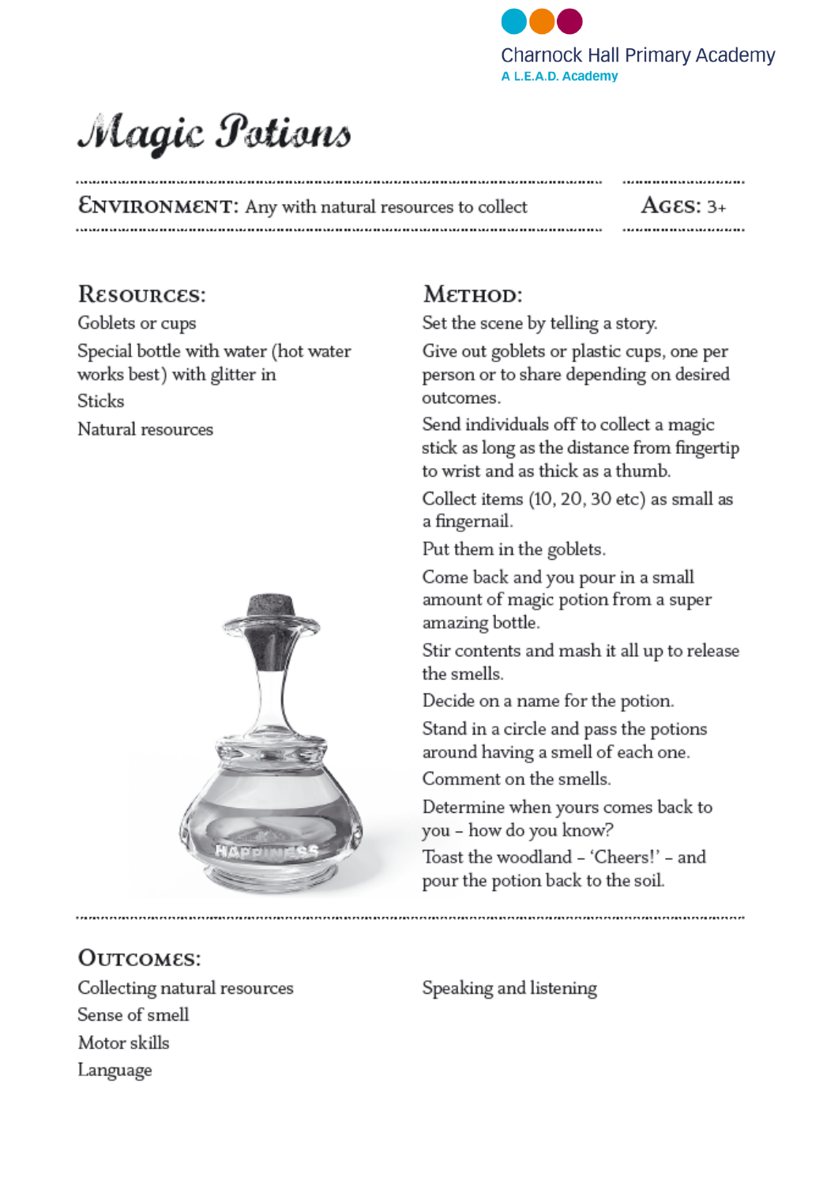Charnock Hall Primary Academy
A L.E.A.D. Academy

# Magic Potions

**Environment:** Any with natural resources to collect

**Ages:** 3+

## Resources:

Goblets or cups

Special bottle with water (hot water works best) with glitter in

Sticks

Natural resources

## Method:

Set the scene by telling a story.

Give out goblets or plastic cups, one per person or to share depending on desired outcomes.

Send individuals off to collect a magic stick as long as the distance from fingertip to wrist and as thick as a thumb.

Collect items (10, 20, 30 etc) as small as a fingernail.

Put them in the goblets.

Come back and you pour in a small amount of magic potion from a super amazing bottle.

Stir contents and mash it all up to release the smells.

Decide on a name for the potion.

Stand in a circle and pass the potions around having a smell of each one.

Comment on the smells.

Determine when yours comes back to you – how do you know?

Toast the woodland – 'Cheers!' – and pour the potion back to the soil.

## Outcomes:

Collecting natural resources

Sense of smell

Motor skills

Language

Speaking and listening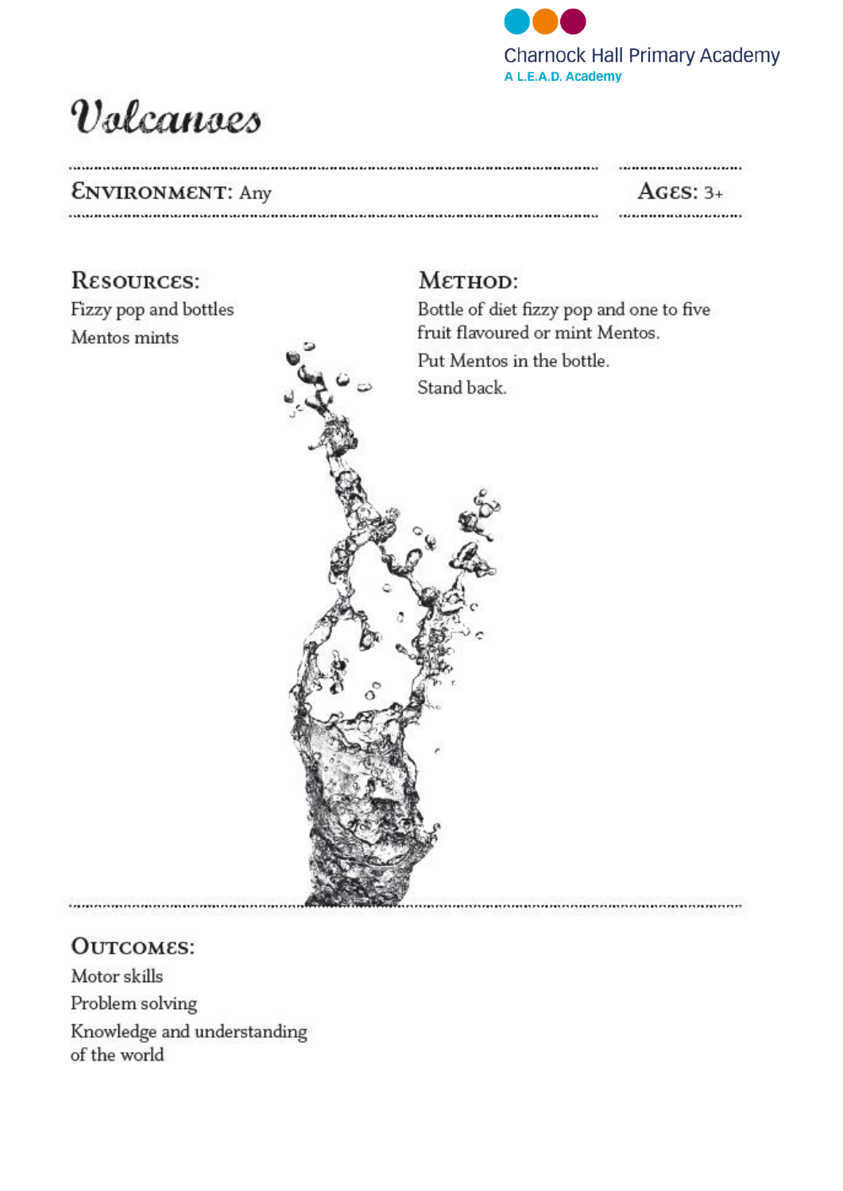Charnock Hall Primary Academy
A L.E.A.D. Academy

# Volcanoes

**ENVIRONMENT:** Any | **AGES:** 3+

## RESOURCES:

Fizzy pop and bottles

Mentos mints

## METHOD:

Bottle of diet fizzy pop and one to five fruit flavoured or mint Mentos.

Put Mentos in the bottle.

Stand back.

## OUTCOMES:

Motor skills

Problem solving

Knowledge and understanding of the world